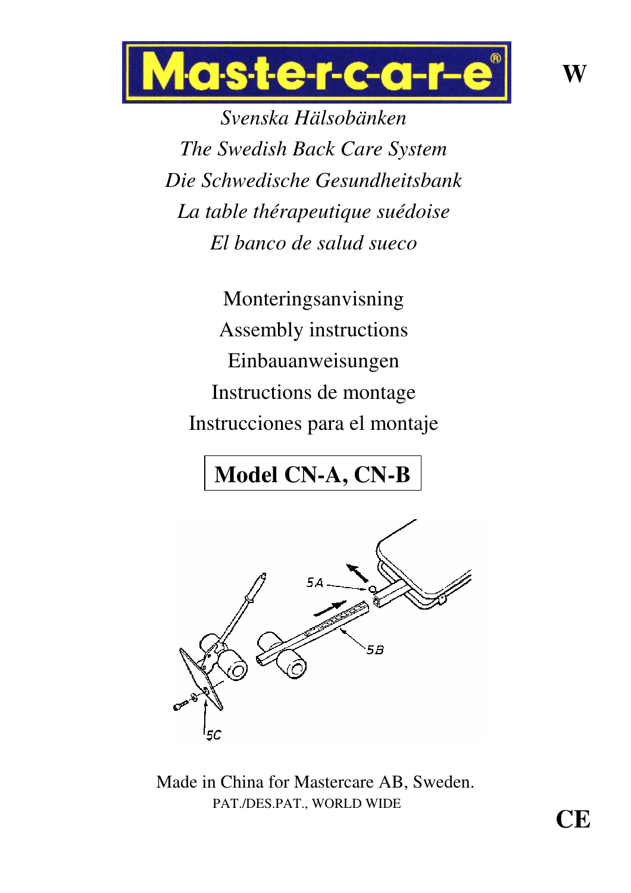# Mastercare®

W

*Svenska Hälsobänken*
*The Swedish Back Care System*
*Die Schwedische Gesundheitsbank*
*La table thérapeutique suédoise*
*El banco de salud sueco*

Monteringsanvisning
Assembly instructions
Einbauanweisungen
Instructions de montage
Instrucciones para el montaje

**Model CN-A, CN-B**

5A
5B
5C

Made in China for Mastercare AB, Sweden.
PAT./DES.PAT., WORLD WIDE

CE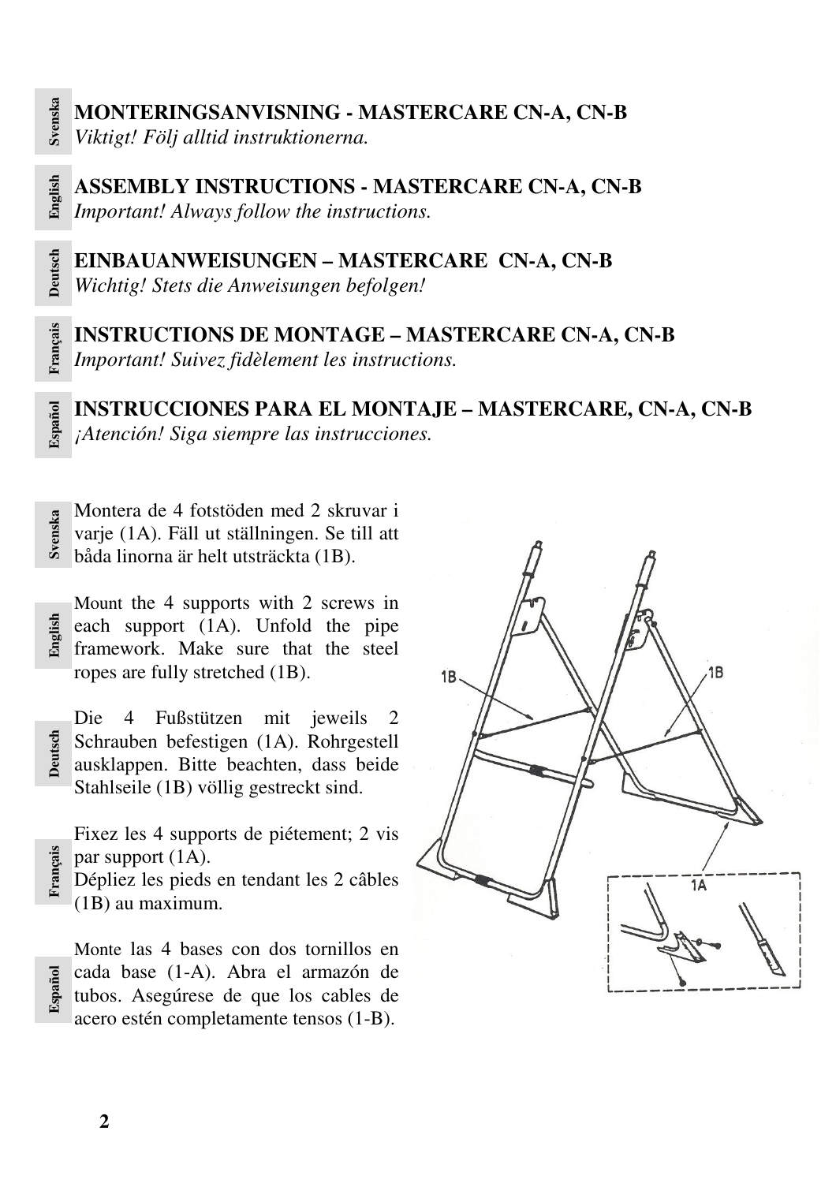**MONTERINGSANVISNING - MASTERCARE CN-A, CN-B**
*Viktigt! Följ alltid instruktionerna.*

**ASSEMBLY INSTRUCTIONS - MASTERCARE CN-A, CN-B**
*Important! Always follow the instructions.*

**EINBAUANWEISUNGEN – MASTERCARE CN-A, CN-B**
*Wichtig! Stets die Anweisungen befolgen!*

**INSTRUCTIONS DE MONTAGE – MASTERCARE CN-A, CN-B**
*Important! Suivez fidèlement les instructions.*

**INSTRUCCIONES PARA EL MONTAJE – MASTERCARE, CN-A, CN-B**
*¡Atención! Siga siempre las instrucciones.*

Montera de 4 fotstöden med 2 skruvar i varje (1A). Fäll ut ställningen. Se till att båda linorna är helt utsträckta (1B).

Mount the 4 supports with 2 screws in each support (1A). Unfold the pipe framework. Make sure that the steel ropes are fully stretched (1B).

Die 4 Fußstützen mit jeweils 2 Schrauben befestigen (1A). Rohrgestell ausklappen. Bitte beachten, dass beide Stahlseile (1B) völlig gestreckt sind.

Fixez les 4 supports de piétement; 2 vis par support (1A).
Dépliez les pieds en tendant les 2 câbles (1B) au maximum.

Monte las 4 bases con dos tornillos en cada base (1-A). Abra el armazón de tubos. Asegúrese de que los cables de acero estén completamente tensos (1-B).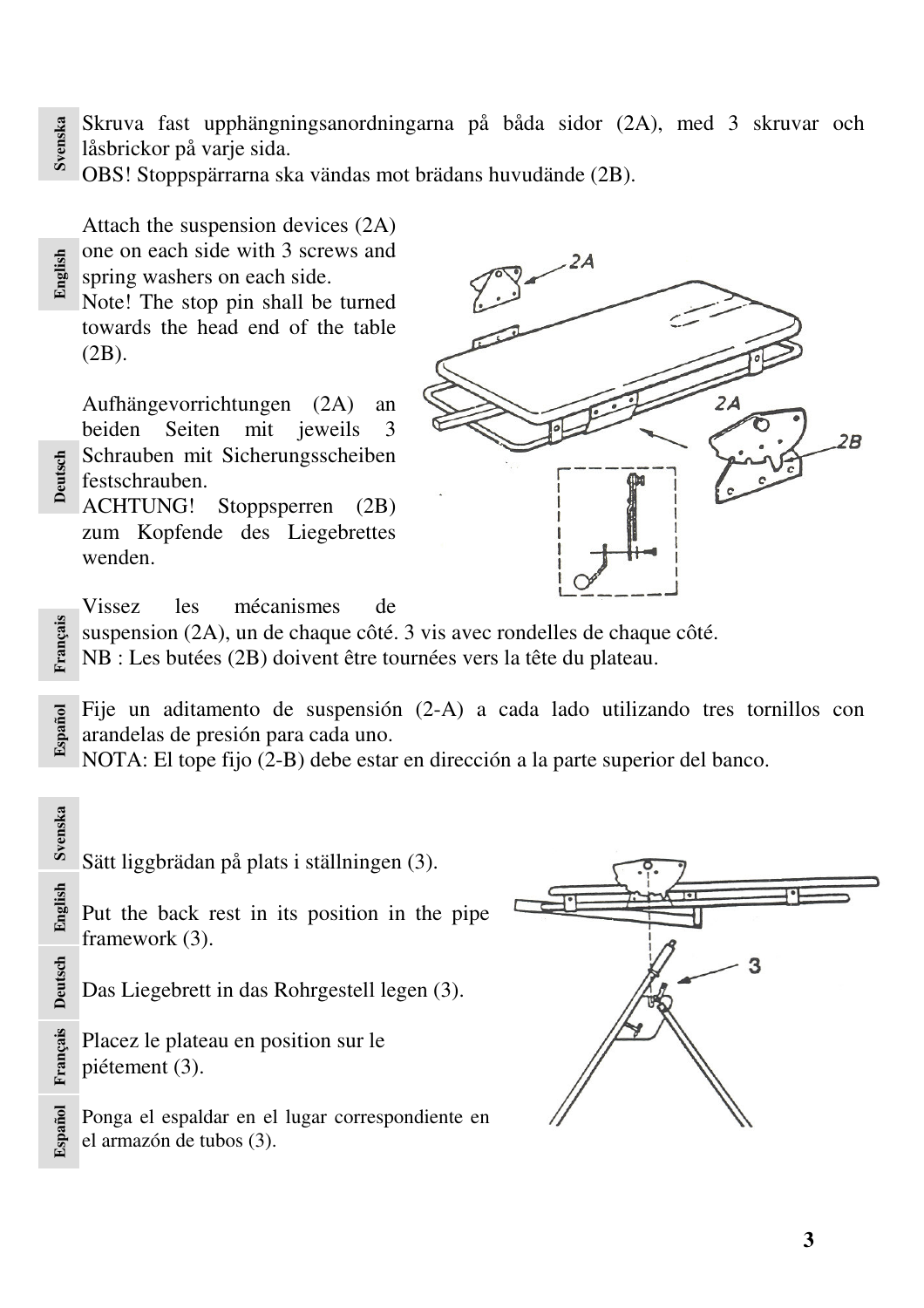**Svenska**

Skruva fast upphängningsanordningarna på båda sidor (2A), med 3 skruvar och låsbrickor på varje sida.
OBS! Stoppspärrarna ska vändas mot brädans huvudände (2B).

**English**

Attach the suspension devices (2A) one on each side with 3 screws and spring washers on each side.
Note! The stop pin shall be turned towards the head end of the table (2B).

**Deutsch**

Aufhängevorrichtungen (2A) an beiden Seiten mit jeweils 3 Schrauben mit Sicherungsscheiben festschrauben.
ACHTUNG! Stoppsperren (2B) zum Kopfende des Liegebrettes wenden.

**Français**

Vissez les mécanismes de suspension (2A), un de chaque côté. 3 vis avec rondelles de chaque côté.
NB : Les butées (2B) doivent être tournées vers la tête du plateau.

**Español**

Fije un aditamento de suspensión (2-A) a cada lado utilizando tres tornillos con arandelas de presión para cada uno.
NOTA: El tope fijo (2-B) debe estar en dirección a la parte superior del banco.

**Svenska**

Sätt liggbrädan på plats i ställningen (3).

**English**

Put the back rest in its position in the pipe framework (3).

**Deutsch**

Das Liegebrett in das Rohrgestell legen (3).

**Français**

Placez le plateau en position sur le piétement (3).

**Español**

Ponga el espaldar en el lugar correspondiente en el armazón de tubos (3).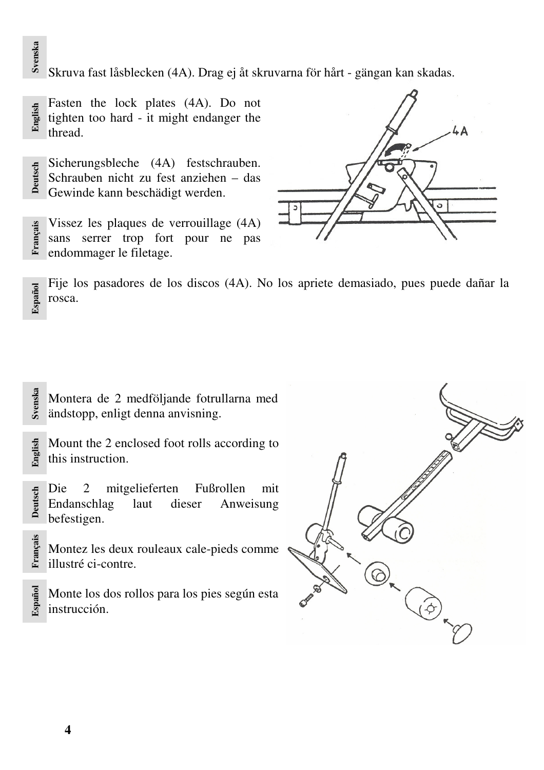**Svenska**

Skruva fast låsblecken (4A). Drag ej åt skruvarna för hårt - gängan kan skadas.

**English**

Fasten the lock plates (4A). Do not tighten too hard - it might endanger the thread.

**Deutsch**

Sicherungsbleche (4A) festschrauben. Schrauben nicht zu fest anziehen – das Gewinde kann beschädigt werden.

**Français**

Vissez les plaques de verrouillage (4A) sans serrer trop fort pour ne pas endommager le filetage.

**Español**

Fije los pasadores de los discos (4A). No los apriete demasiado, pues puede dañar la rosca.

**Svenska**

Montera de 2 medföljande fotrullarna med ändstopp, enligt denna anvisning.

**English**

Mount the 2 enclosed foot rolls according to this instruction.

**Deutsch**

Die 2 mitgelieferten Fußrollen mit Endanschlag laut dieser Anweisung befestigen.

**Français**

Montez les deux rouleaux cale-pieds comme illustré ci-contre.

**Español**

Monte los dos rollos para los pies según esta instrucción.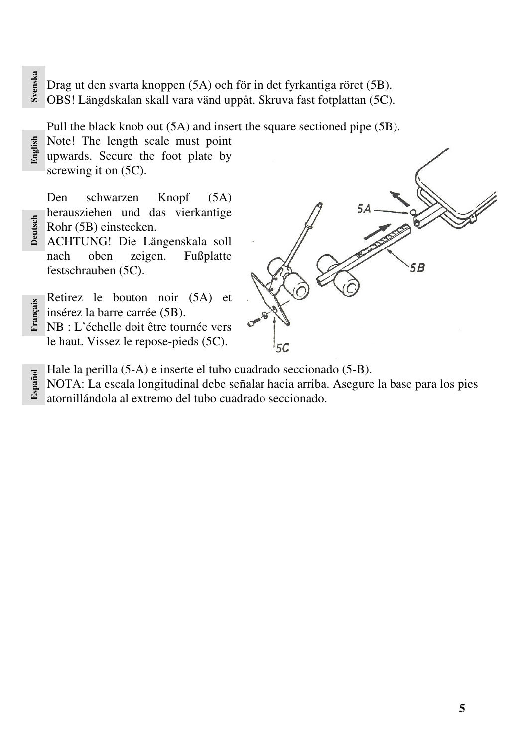**Svenska**

Drag ut den svarta knoppen (5A) och för in det fyrkantiga röret (5B).
OBS! Längdskalan skall vara vänd uppåt. Skruva fast fotplattan (5C).

**English**

Pull the black knob out (5A) and insert the square sectioned pipe (5B).
Note! The length scale must point upwards. Secure the foot plate by screwing it on (5C).

**Deutsch**

Den schwarzen Knopf (5A) herausziehen und das vierkantige Rohr (5B) einstecken.
ACHTUNG! Die Längenskala soll nach oben zeigen. Fußplatte festschrauben (5C).

**Français**

Retirez le bouton noir (5A) et insérez la barre carrée (5B).
NB : L'échelle doit être tournée vers le haut. Vissez le repose-pieds (5C).

**Español**

Hale la perilla (5-A) e inserte el tubo cuadrado seccionado (5-B).
NOTA: La escala longitudinal debe señalar hacia arriba. Asegure la base para los pies atornillándola al extremo del tubo cuadrado seccionado.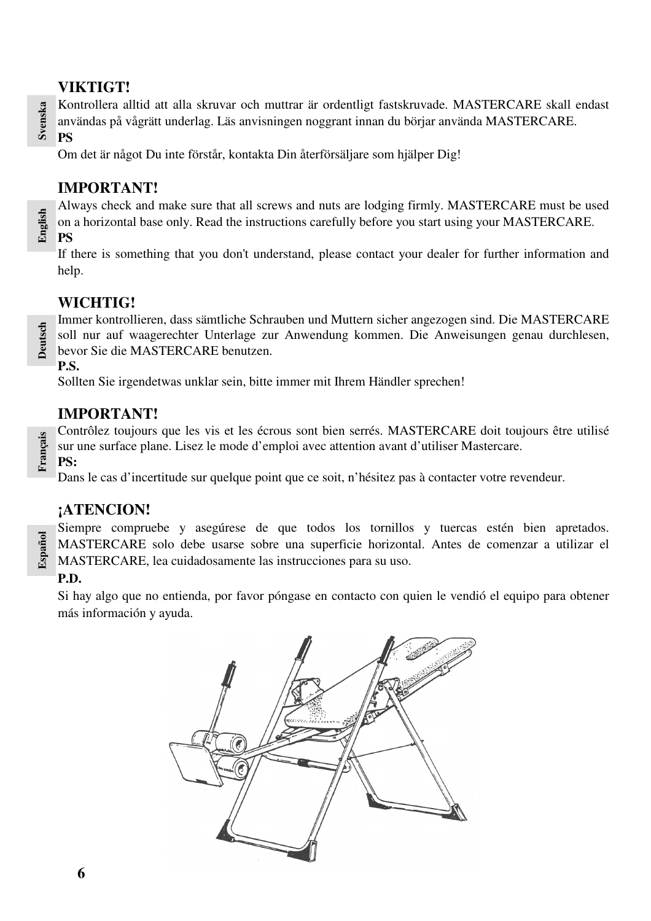## VIKTIGT!

Svenska

Kontrollera alltid att alla skruvar och muttrar är ordentligt fastskruvade. MASTERCARE skall endast användas på vågrätt underlag. Läs anvisningen noggrant innan du börjar använda MASTERCARE.

**PS**

Om det är något Du inte förstår, kontakta Din återförsäljare som hjälper Dig!

## IMPORTANT!

English

Always check and make sure that all screws and nuts are lodging firmly. MASTERCARE must be used on a horizontal base only. Read the instructions carefully before you start using your MASTERCARE.

**PS**

If there is something that you don't understand, please contact your dealer for further information and help.

## WICHTIG!

Deutsch

Immer kontrollieren, dass sämtliche Schrauben und Muttern sicher angezogen sind. Die MASTERCARE soll nur auf waagerechter Unterlage zur Anwendung kommen. Die Anweisungen genau durchlesen, bevor Sie die MASTERCARE benutzen.

**P.S.**

Sollten Sie irgendetwas unklar sein, bitte immer mit Ihrem Händler sprechen!

## IMPORTANT!

Français

Contrôlez toujours que les vis et les écrous sont bien serrés. MASTERCARE doit toujours être utilisé sur une surface plane. Lisez le mode d'emploi avec attention avant d'utiliser Mastercare.

**PS:**

Dans le cas d'incertitude sur quelque point que ce soit, n'hésitez pas à contacter votre revendeur.

## ¡ATENCION!

Español

Siempre compruebe y asegúrese de que todos los tornillos y tuercas estén bien apretados. MASTERCARE solo debe usarse sobre una superficie horizontal. Antes de comenzar a utilizar el MASTERCARE, lea cuidadosamente las instrucciones para su uso.

**P.D.**

Si hay algo que no entienda, por favor póngase en contacto con quien le vendió el equipo para obtener más información y ayuda.